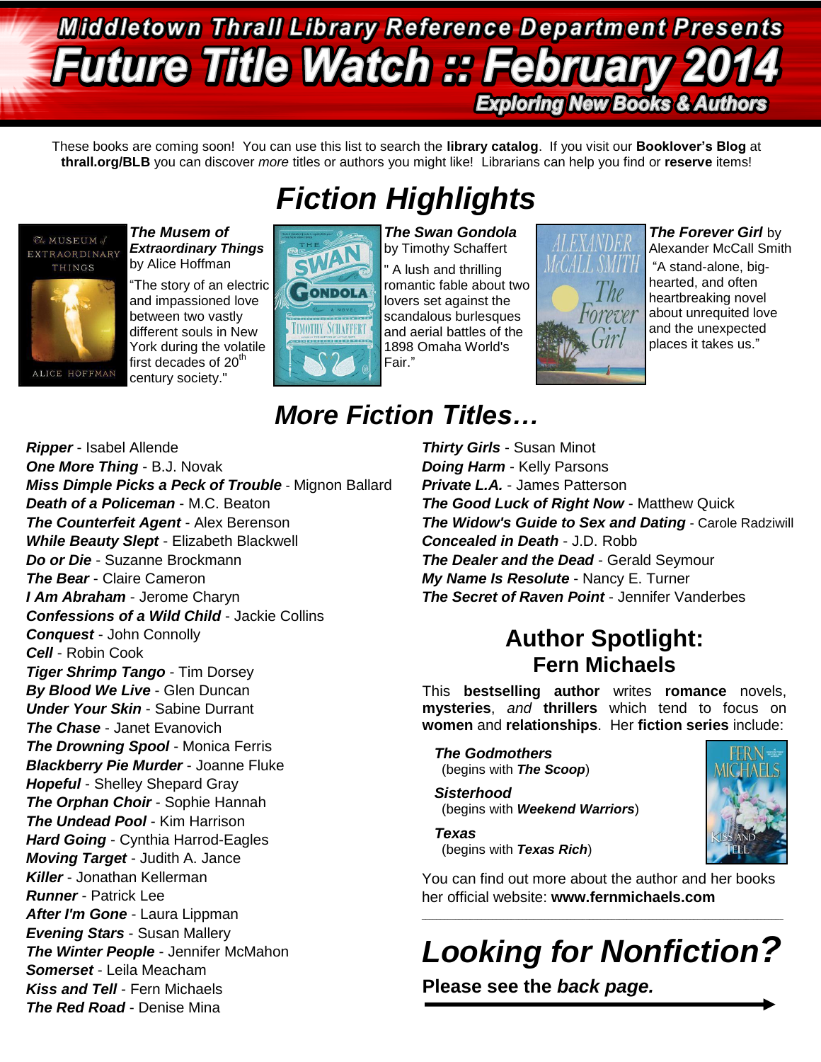# Middletown Thrall Library Reference Department Presents

# Future Title Watch :: February 2014

## Exploring New Books & Authors

These books are coming soon! You can use this list to search the **library catalog**. If you visit our **Booklover's Blog** at **thrall.org/BLB** you can discover *more* titles or authors you might like! Librarians can help you find or **reserve** items!

## *Fiction Highlights*

***The Museum of Extraordinary Things*** by Alice Hoffman

"The story of an electric and impassioned love between two vastly different souls in New York during the volatile first decades of 20th century society."

***The Swan Gondola*** by Timothy Schaffert

" A lush and thrilling romantic fable about two lovers set against the scandalous burlesques and aerial battles of the 1898 Omaha World's Fair."

***The Forever Girl*** by Alexander McCall Smith

"A stand-alone, big-hearted, and often heartbreaking novel about unrequited love and the unexpected places it takes us."

## *More Fiction Titles…*

***Ripper*** - Isabel Allende
***One More Thing*** - B.J. Novak
***Miss Dimple Picks a Peck of Trouble*** - Mignon Ballard
***Death of a Policeman*** - M.C. Beaton
***The Counterfeit Agent*** - Alex Berenson
***While Beauty Slept*** - Elizabeth Blackwell
***Do or Die*** - Suzanne Brockmann
***The Bear*** - Claire Cameron
***I Am Abraham*** - Jerome Charyn
***Confessions of a Wild Child*** - Jackie Collins
***Conquest*** - John Connolly
***Cell*** - Robin Cook
***Tiger Shrimp Tango*** - Tim Dorsey
***By Blood We Live*** - Glen Duncan
***Under Your Skin*** - Sabine Durrant
***The Chase*** - Janet Evanovich
***The Drowning Spool*** - Monica Ferris
***Blackberry Pie Murder*** - Joanne Fluke
***Hopeful*** - Shelley Shepard Gray
***The Orphan Choir*** - Sophie Hannah
***The Undead Pool*** - Kim Harrison
***Hard Going*** - Cynthia Harrod-Eagles
***Moving Target*** - Judith A. Jance
***Killer*** - Jonathan Kellerman
***Runner*** - Patrick Lee
***After I'm Gone*** - Laura Lippman
***Evening Stars*** - Susan Mallery
***The Winter People*** - Jennifer McMahon
***Somerset*** - Leila Meacham
***Kiss and Tell*** - Fern Michaels
***The Red Road*** - Denise Mina
***Thirty Girls*** - Susan Minot
***Doing Harm*** - Kelly Parsons
***Private L.A.*** - James Patterson
***The Good Luck of Right Now*** - Matthew Quick
***The Widow's Guide to Sex and Dating*** - Carole Radziwill
***Concealed in Death*** - J.D. Robb
***The Dealer and the Dead*** - Gerald Seymour
***My Name Is Resolute*** - Nancy E. Turner
***The Secret of Raven Point*** - Jennifer Vanderbes

## Author Spotlight: Fern Michaels

This **bestselling author** writes **romance** novels, **mysteries**, *and* **thrillers** which tend to focus on **women** and **relationships**. Her **fiction series** include:

***The Godmothers*** (begins with ***The Scoop***)

***Sisterhood*** (begins with ***Weekend Warriors***)

***Texas*** (begins with ***Texas Rich***)

You can find out more about the author and her books her official website: **www.fernmichaels.com**

---

## *Looking for Nonfiction?*

**Please see the *back page.***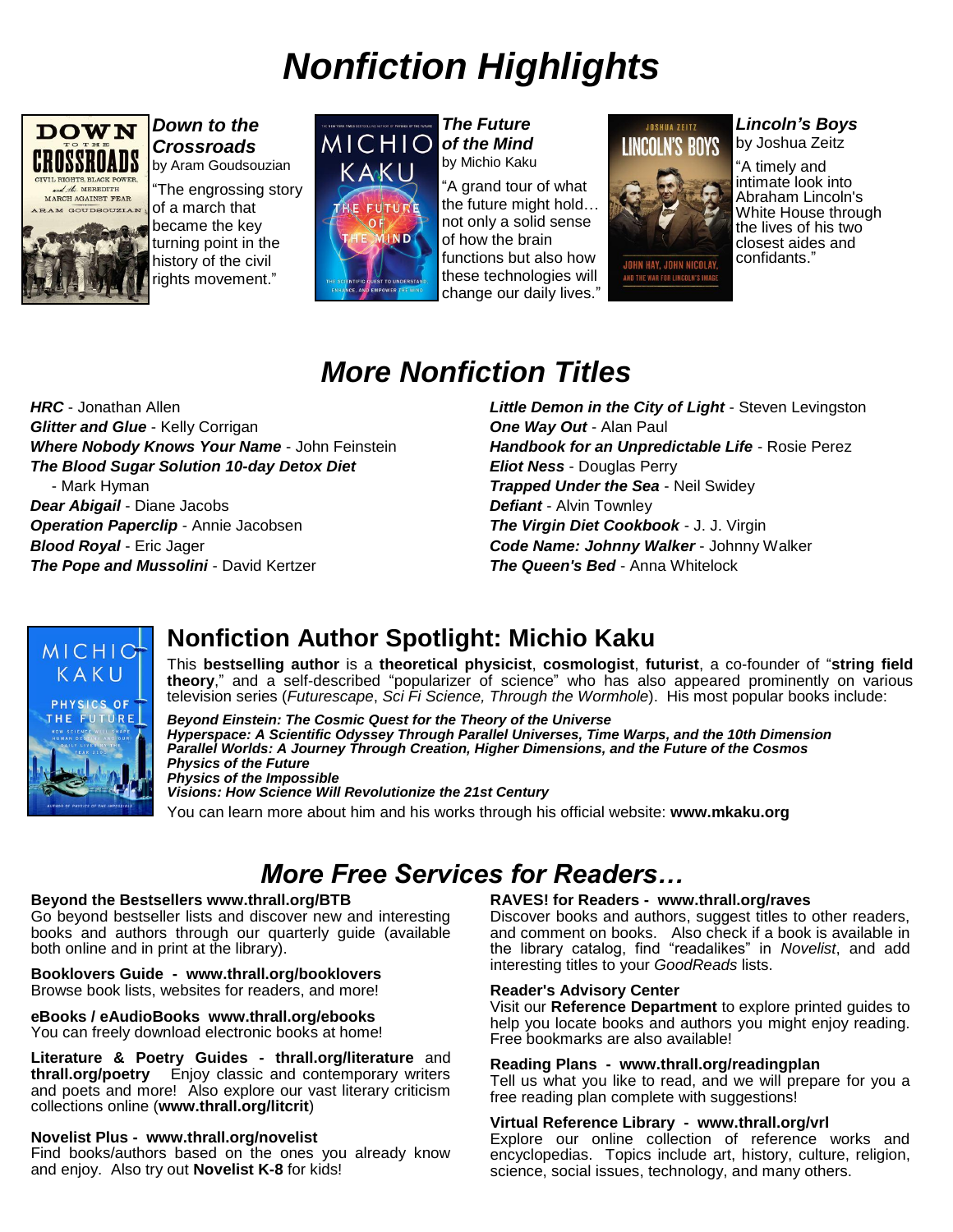# *Nonfiction Highlights*

***Down to the Crossroads***
by Aram Goudsouzian

"The engrossing story of a march that became the key turning point in the history of the civil rights movement."

***The Future of the Mind***
by Michio Kaku

"A grand tour of what the future might hold… not only a solid sense of how the brain functions but also how these technologies will change our daily lives."

***Lincoln's Boys***
by Joshua Zeitz

"A timely and intimate look into Abraham Lincoln's White House through the lives of his two closest aides and confidants."

# *More Nonfiction Titles*

***HRC*** - Jonathan Allen
***Glitter and Glue*** - Kelly Corrigan
***Where Nobody Knows Your Name*** - John Feinstein
***The Blood Sugar Solution 10-day Detox Diet*** - Mark Hyman
***Dear Abigail*** - Diane Jacobs
***Operation Paperclip*** - Annie Jacobsen
***Blood Royal*** - Eric Jager
***The Pope and Mussolini*** - David Kertzer
***Little Demon in the City of Light*** - Steven Levingston
***One Way Out*** - Alan Paul
***Handbook for an Unpredictable Life*** - Rosie Perez
***Eliot Ness*** - Douglas Perry
***Trapped Under the Sea*** - Neil Swidey
***Defiant*** - Alvin Townley
***The Virgin Diet Cookbook*** - J. J. Virgin
***Code Name: Johnny Walker*** - Johnny Walker
***The Queen's Bed*** - Anna Whitelock

## Nonfiction Author Spotlight: Michio Kaku

This **bestselling author** is a **theoretical physicist**, **cosmologist**, **futurist**, a co-founder of "**string field theory**," and a self-described "popularizer of science" who has also appeared prominently on various television series (*Futurescape*, *Sci Fi Science, Through the Wormhole*). His most popular books include:

***Beyond Einstein: The Cosmic Quest for the Theory of the Universe***
***Hyperspace: A Scientific Odyssey Through Parallel Universes, Time Warps, and the 10th Dimension***
***Parallel Worlds: A Journey Through Creation, Higher Dimensions, and the Future of the Cosmos***
***Physics of the Future***
***Physics of the Impossible***
***Visions: How Science Will Revolutionize the 21st Century***

You can learn more about him and his works through his official website: **www.mkaku.org**

# *More Free Services for Readers…*

**Beyond the Bestsellers www.thrall.org/BTB**
Go beyond bestseller lists and discover new and interesting books and authors through our quarterly guide (available both online and in print at the library).

**Booklovers Guide - www.thrall.org/booklovers**
Browse book lists, websites for readers, and more!

**eBooks / eAudioBooks www.thrall.org/ebooks**
You can freely download electronic books at home!

**Literature & Poetry Guides - thrall.org/literature** and **thrall.org/poetry** Enjoy classic and contemporary writers and poets and more! Also explore our vast literary criticism collections online (**www.thrall.org/litcrit**)

**Novelist Plus - www.thrall.org/novelist**
Find books/authors based on the ones you already know and enjoy. Also try out **Novelist K-8** for kids!

**RAVES! for Readers - www.thrall.org/raves**
Discover books and authors, suggest titles to other readers, and comment on books. Also check if a book is available in the library catalog, find "readalikes" in *Novelist*, and add interesting titles to your *GoodReads* lists.

**Reader's Advisory Center**
Visit our **Reference Department** to explore printed guides to help you locate books and authors you might enjoy reading. Free bookmarks are also available!

**Reading Plans - www.thrall.org/readingplan**
Tell us what you like to read, and we will prepare for you a free reading plan complete with suggestions!

**Virtual Reference Library - www.thrall.org/vrl**
Explore our online collection of reference works and encyclopedias. Topics include art, history, culture, religion, science, social issues, technology, and many others.